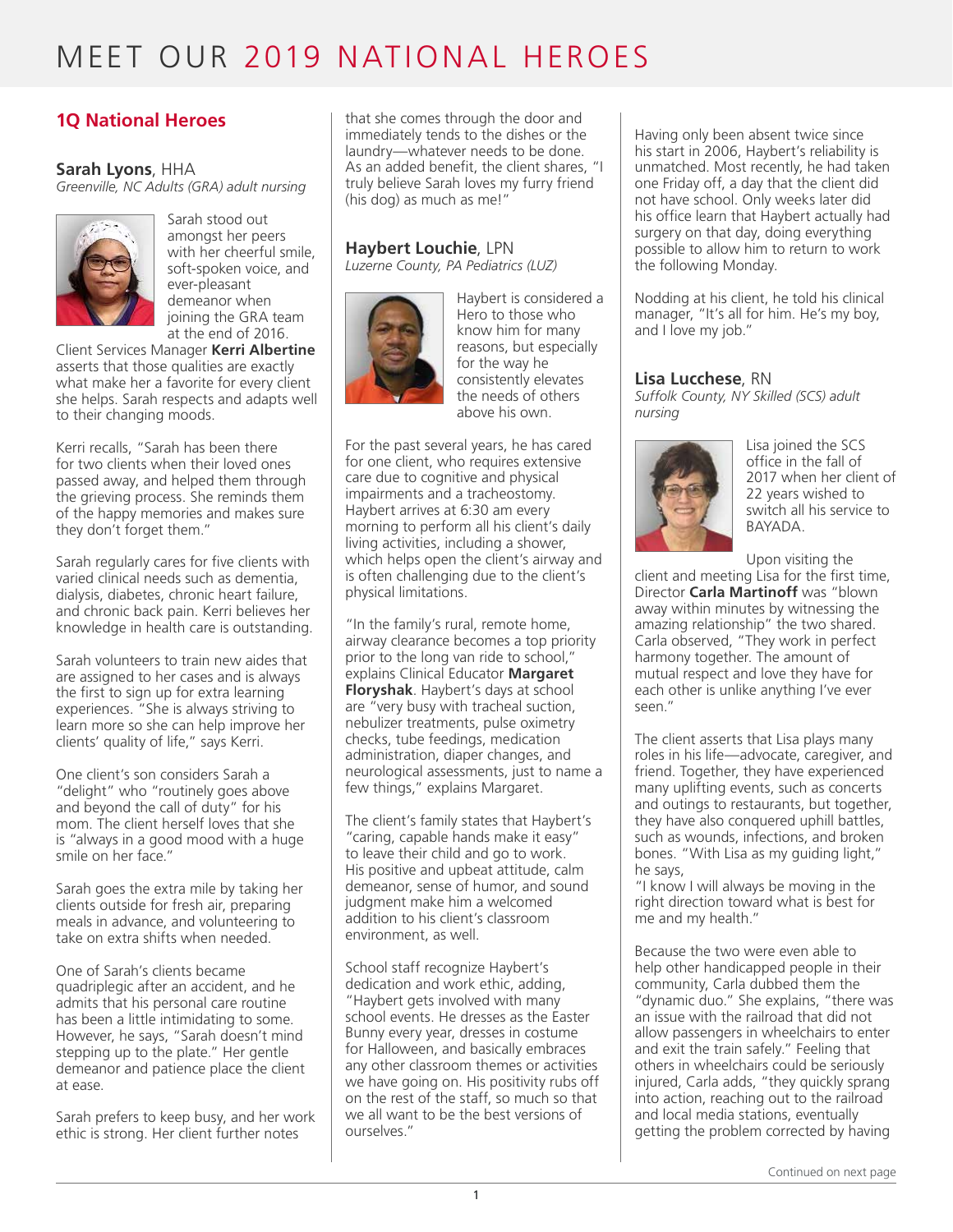# MEET OUR 2019 NATIONAL HEROES

## 1Q National Heroes

### **Sarah Lyons**, HHA
*Greenville, NC Adults (GRA) adult nursing*

Sarah stood out amongst her peers with her cheerful smile, soft-spoken voice, and ever-pleasant demeanor when joining the GRA team at the end of 2016. Client Services Manager **Kerri Albertine** asserts that those qualities are exactly what make her a favorite for every client she helps. Sarah respects and adapts well to their changing moods.

Kerri recalls, "Sarah has been there for two clients when their loved ones passed away, and helped them through the grieving process. She reminds them of the happy memories and makes sure they don't forget them."

Sarah regularly cares for five clients with varied clinical needs such as dementia, dialysis, diabetes, chronic heart failure, and chronic back pain. Kerri believes her knowledge in health care is outstanding.

Sarah volunteers to train new aides that are assigned to her cases and is always the first to sign up for extra learning experiences. "She is always striving to learn more so she can help improve her clients' quality of life," says Kerri.

One client's son considers Sarah a "delight" who "routinely goes above and beyond the call of duty" for his mom. The client herself loves that she is "always in a good mood with a huge smile on her face."

Sarah goes the extra mile by taking her clients outside for fresh air, preparing meals in advance, and volunteering to take on extra shifts when needed.

One of Sarah's clients became quadriplegic after an accident, and he admits that his personal care routine has been a little intimidating to some. However, he says, "Sarah doesn't mind stepping up to the plate." Her gentle demeanor and patience place the client at ease.

Sarah prefers to keep busy, and her work ethic is strong. Her client further notes that she comes through the door and immediately tends to the dishes or the laundry—whatever needs to be done. As an added benefit, the client shares, "I truly believe Sarah loves my furry friend (his dog) as much as me!"

### **Haybert Louchie**, LPN
*Luzerne County, PA Pediatrics (LUZ)*

Haybert is considered a Hero to those who know him for many reasons, but especially for the way he consistently elevates the needs of others above his own.

For the past several years, he has cared for one client, who requires extensive care due to cognitive and physical impairments and a tracheostomy. Haybert arrives at 6:30 am every morning to perform all his client's daily living activities, including a shower, which helps open the client's airway and is often challenging due to the client's physical limitations.

"In the family's rural, remote home, airway clearance becomes a top priority prior to the long van ride to school," explains Clinical Educator **Margaret Floryshak**. Haybert's days at school are "very busy with tracheal suction, nebulizer treatments, pulse oximetry checks, tube feedings, medication administration, diaper changes, and neurological assessments, just to name a few things," explains Margaret.

The client's family states that Haybert's "caring, capable hands make it easy" to leave their child and go to work. His positive and upbeat attitude, calm demeanor, sense of humor, and sound judgment make him a welcomed addition to his client's classroom environment, as well.

School staff recognize Haybert's dedication and work ethic, adding, "Haybert gets involved with many school events. He dresses as the Easter Bunny every year, dresses in costume for Halloween, and basically embraces any other classroom themes or activities we have going on. His positivity rubs off on the rest of the staff, so much so that we all want to be the best versions of ourselves."

Having only been absent twice since his start in 2006, Haybert's reliability is unmatched. Most recently, he had taken one Friday off, a day that the client did not have school. Only weeks later did his office learn that Haybert actually had surgery on that day, doing everything possible to allow him to return to work the following Monday.

Nodding at his client, he told his clinical manager, "It's all for him. He's my boy, and I love my job."

### **Lisa Lucchese**, RN
*Suffolk County, NY Skilled (SCS) adult nursing*

Lisa joined the SCS office in the fall of 2017 when her client of 22 years wished to switch all his service to BAYADA.

Upon visiting the client and meeting Lisa for the first time, Director **Carla Martinoff** was "blown away within minutes by witnessing the amazing relationship" the two shared. Carla observed, "They work in perfect harmony together. The amount of mutual respect and love they have for each other is unlike anything I've ever seen."

The client asserts that Lisa plays many roles in his life—advocate, caregiver, and friend. Together, they have experienced many uplifting events, such as concerts and outings to restaurants, but together, they have also conquered uphill battles, such as wounds, infections, and broken bones. "With Lisa as my guiding light," he says,
"I know I will always be moving in the right direction toward what is best for me and my health."

Because the two were even able to help other handicapped people in their community, Carla dubbed them the "dynamic duo." She explains, "there was an issue with the railroad that did not allow passengers in wheelchairs to enter and exit the train safely." Feeling that others in wheelchairs could be seriously injured, Carla adds, "they quickly sprang into action, reaching out to the railroad and local media stations, eventually getting the problem corrected by having

Continued on next page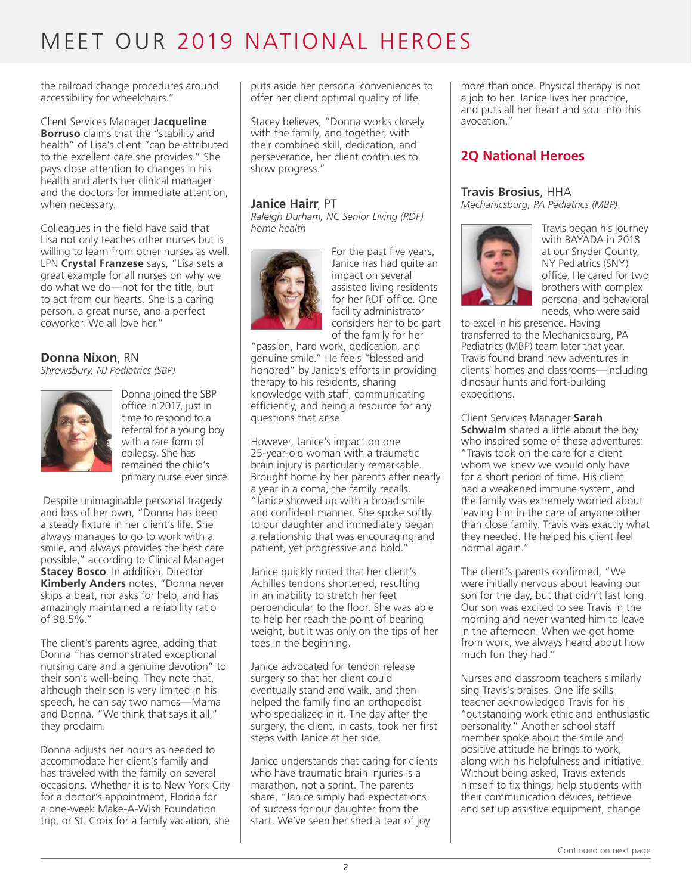# MEET OUR 2019 NATIONAL HEROES

the railroad change procedures around accessibility for wheelchairs."

Client Services Manager **Jacqueline Borruso** claims that the "stability and health" of Lisa's client "can be attributed to the excellent care she provides." She pays close attention to changes in his health and alerts her clinical manager and the doctors for immediate attention, when necessary.

Colleagues in the field have said that Lisa not only teaches other nurses but is willing to learn from other nurses as well. LPN **Crystal Franzese** says, "Lisa sets a great example for all nurses on why we do what we do—not for the title, but to act from our hearts. She is a caring person, a great nurse, and a perfect coworker. We all love her."

### **Donna Nixon**, RN
*Shrewsbury, NJ Pediatrics (SBP)*

Donna joined the SBP office in 2017, just in time to respond to a referral for a young boy with a rare form of epilepsy. She has remained the child's primary nurse ever since.

Despite unimaginable personal tragedy and loss of her own, "Donna has been a steady fixture in her client's life. She always manages to go to work with a smile, and always provides the best care possible," according to Clinical Manager **Stacey Bosco**. In addition, Director **Kimberly Anders** notes, "Donna never skips a beat, nor asks for help, and has amazingly maintained a reliability ratio of 98.5%."

The client's parents agree, adding that Donna "has demonstrated exceptional nursing care and a genuine devotion" to their son's well-being. They note that, although their son is very limited in his speech, he can say two names—Mama and Donna. "We think that says it all," they proclaim.

Donna adjusts her hours as needed to accommodate her client's family and has traveled with the family on several occasions. Whether it is to New York City for a doctor's appointment, Florida for a one-week Make-A-Wish Foundation trip, or St. Croix for a family vacation, she puts aside her personal conveniences to offer her client optimal quality of life.

Stacey believes, "Donna works closely with the family, and together, with their combined skill, dedication, and perseverance, her client continues to show progress."

### **Janice Hairr**, PT
*Raleigh Durham, NC Senior Living (RDF) home health*

For the past five years, Janice has had quite an impact on several assisted living residents for her RDF office. One facility administrator considers her to be part of the family for her "passion, hard work, dedication, and genuine smile." He feels "blessed and honored" by Janice's efforts in providing therapy to his residents, sharing knowledge with staff, communicating efficiently, and being a resource for any questions that arise.

However, Janice's impact on one 25-year-old woman with a traumatic brain injury is particularly remarkable. Brought home by her parents after nearly a year in a coma, the family recalls, "Janice showed up with a broad smile and confident manner. She spoke softly to our daughter and immediately began a relationship that was encouraging and patient, yet progressive and bold."

Janice quickly noted that her client's Achilles tendons shortened, resulting in an inability to stretch her feet perpendicular to the floor. She was able to help her reach the point of bearing weight, but it was only on the tips of her toes in the beginning.

Janice advocated for tendon release surgery so that her client could eventually stand and walk, and then helped the family find an orthopedist who specialized in it. The day after the surgery, the client, in casts, took her first steps with Janice at her side.

Janice understands that caring for clients who have traumatic brain injuries is a marathon, not a sprint. The parents share, "Janice simply had expectations of success for our daughter from the start. We've seen her shed a tear of joy more than once. Physical therapy is not a job to her. Janice lives her practice, and puts all her heart and soul into this avocation."

## 2Q National Heroes

### **Travis Brosius**, HHA
*Mechanicsburg, PA Pediatrics (MBP)*

Travis began his journey with BAYADA in 2018 at our Snyder County, NY Pediatrics (SNY) office. He cared for two brothers with complex personal and behavioral needs, who were said to excel in his presence. Having transferred to the Mechanicsburg, PA Pediatrics (MBP) team later that year, Travis found brand new adventures in clients' homes and classrooms—including dinosaur hunts and fort-building expeditions.

Client Services Manager **Sarah Schwalm** shared a little about the boy who inspired some of these adventures: "Travis took on the care for a client whom we knew we would only have for a short period of time. His client had a weakened immune system, and the family was extremely worried about leaving him in the care of anyone other than close family. Travis was exactly what they needed. He helped his client feel normal again."

The client's parents confirmed, "We were initially nervous about leaving our son for the day, but that didn't last long. Our son was excited to see Travis in the morning and never wanted him to leave in the afternoon. When we got home from work, we always heard about how much fun they had."

Nurses and classroom teachers similarly sing Travis's praises. One life skills teacher acknowledged Travis for his "outstanding work ethic and enthusiastic personality." Another school staff member spoke about the smile and positive attitude he brings to work, along with his helpfulness and initiative. Without being asked, Travis extends himself to fix things, help students with their communication devices, retrieve and set up assistive equipment, change

Continued on next page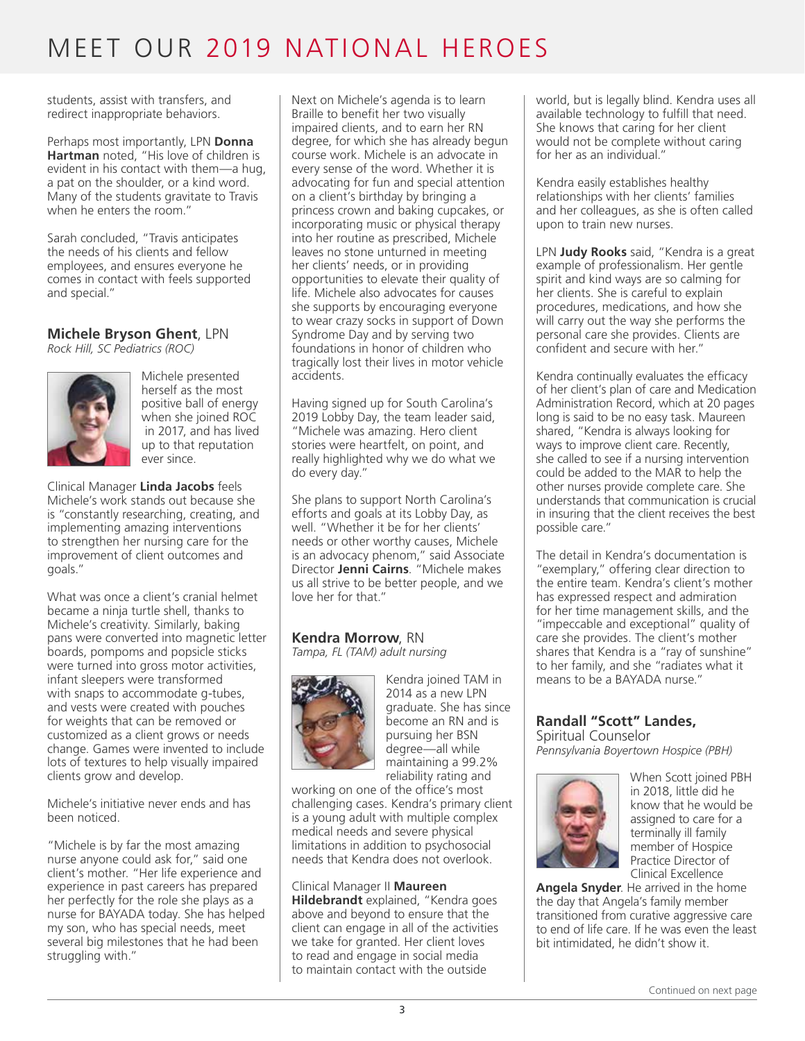# MEET OUR 2019 NATIONAL HEROES

students, assist with transfers, and redirect inappropriate behaviors.

Perhaps most importantly, LPN **Donna Hartman** noted, "His love of children is evident in his contact with them—a hug, a pat on the shoulder, or a kind word. Many of the students gravitate to Travis when he enters the room."

Sarah concluded, "Travis anticipates the needs of his clients and fellow employees, and ensures everyone he comes in contact with feels supported and special."

### Michele Bryson Ghent, LPN

*Rock Hill, SC Pediatrics (ROC)*

Michele presented herself as the most positive ball of energy when she joined ROC in 2017, and has lived up to that reputation ever since.

Clinical Manager **Linda Jacobs** feels Michele's work stands out because she is "constantly researching, creating, and implementing amazing interventions to strengthen her nursing care for the improvement of client outcomes and goals."

What was once a client's cranial helmet became a ninja turtle shell, thanks to Michele's creativity. Similarly, baking pans were converted into magnetic letter boards, pompoms and popsicle sticks were turned into gross motor activities, infant sleepers were transformed with snaps to accommodate g-tubes, and vests were created with pouches for weights that can be removed or customized as a client grows or needs change. Games were invented to include lots of textures to help visually impaired clients grow and develop.

Michele's initiative never ends and has been noticed.

"Michele is by far the most amazing nurse anyone could ask for," said one client's mother. "Her life experience and experience in past careers has prepared her perfectly for the role she plays as a nurse for BAYADA today. She has helped my son, who has special needs, meet several big milestones that he had been struggling with."

Next on Michele's agenda is to learn Braille to benefit her two visually impaired clients, and to earn her RN degree, for which she has already begun course work. Michele is an advocate in every sense of the word. Whether it is advocating for fun and special attention on a client's birthday by bringing a princess crown and baking cupcakes, or incorporating music or physical therapy into her routine as prescribed, Michele leaves no stone unturned in meeting her clients' needs, or in providing opportunities to elevate their quality of life. Michele also advocates for causes she supports by encouraging everyone to wear crazy socks in support of Down Syndrome Day and by serving two foundations in honor of children who tragically lost their lives in motor vehicle accidents.

Having signed up for South Carolina's 2019 Lobby Day, the team leader said, "Michele was amazing. Hero client stories were heartfelt, on point, and really highlighted why we do what we do every day."

She plans to support North Carolina's efforts and goals at its Lobby Day, as well. "Whether it be for her clients' needs or other worthy causes, Michele is an advocacy phenom," said Associate Director **Jenni Cairns**. "Michele makes us all strive to be better people, and we love her for that."

### Kendra Morrow, RN

*Tampa, FL (TAM) adult nursing*

Kendra joined TAM in 2014 as a new LPN graduate. She has since become an RN and is pursuing her BSN degree—all while maintaining a 99.2% reliability rating and working on one of the office's most challenging cases. Kendra's primary client is a young adult with multiple complex medical needs and severe physical limitations in addition to psychosocial needs that Kendra does not overlook.

Clinical Manager II **Maureen Hildebrandt** explained, "Kendra goes above and beyond to ensure that the client can engage in all of the activities we take for granted. Her client loves to read and engage in social media to maintain contact with the outside world, but is legally blind. Kendra uses all available technology to fulfill that need. She knows that caring for her client would not be complete without caring for her as an individual."

Kendra easily establishes healthy relationships with her clients' families and her colleagues, as she is often called upon to train new nurses.

LPN **Judy Rooks** said, "Kendra is a great example of professionalism. Her gentle spirit and kind ways are so calming for her clients. She is careful to explain procedures, medications, and how she will carry out the way she performs the personal care she provides. Clients are confident and secure with her."

Kendra continually evaluates the efficacy of her client's plan of care and Medication Administration Record, which at 20 pages long is said to be no easy task. Maureen shared, "Kendra is always looking for ways to improve client care. Recently, she called to see if a nursing intervention could be added to the MAR to help the other nurses provide complete care. She understands that communication is crucial in insuring that the client receives the best possible care."

The detail in Kendra's documentation is "exemplary," offering clear direction to the entire team. Kendra's client's mother has expressed respect and admiration for her time management skills, and the "impeccable and exceptional" quality of care she provides. The client's mother shares that Kendra is a "ray of sunshine" to her family, and she "radiates what it means to be a BAYADA nurse."

### Randall "Scott" Landes,

Spiritual Counselor

*Pennsylvania Boyertown Hospice (PBH)*

When Scott joined PBH in 2018, little did he know that he would be assigned to care for a terminally ill family member of Hospice Practice Director of Clinical Excellence **Angela Snyder**. He arrived in the home the day that Angela's family member transitioned from curative aggressive care to end of life care. If he was even the least bit intimidated, he didn't show it.

Continued on next page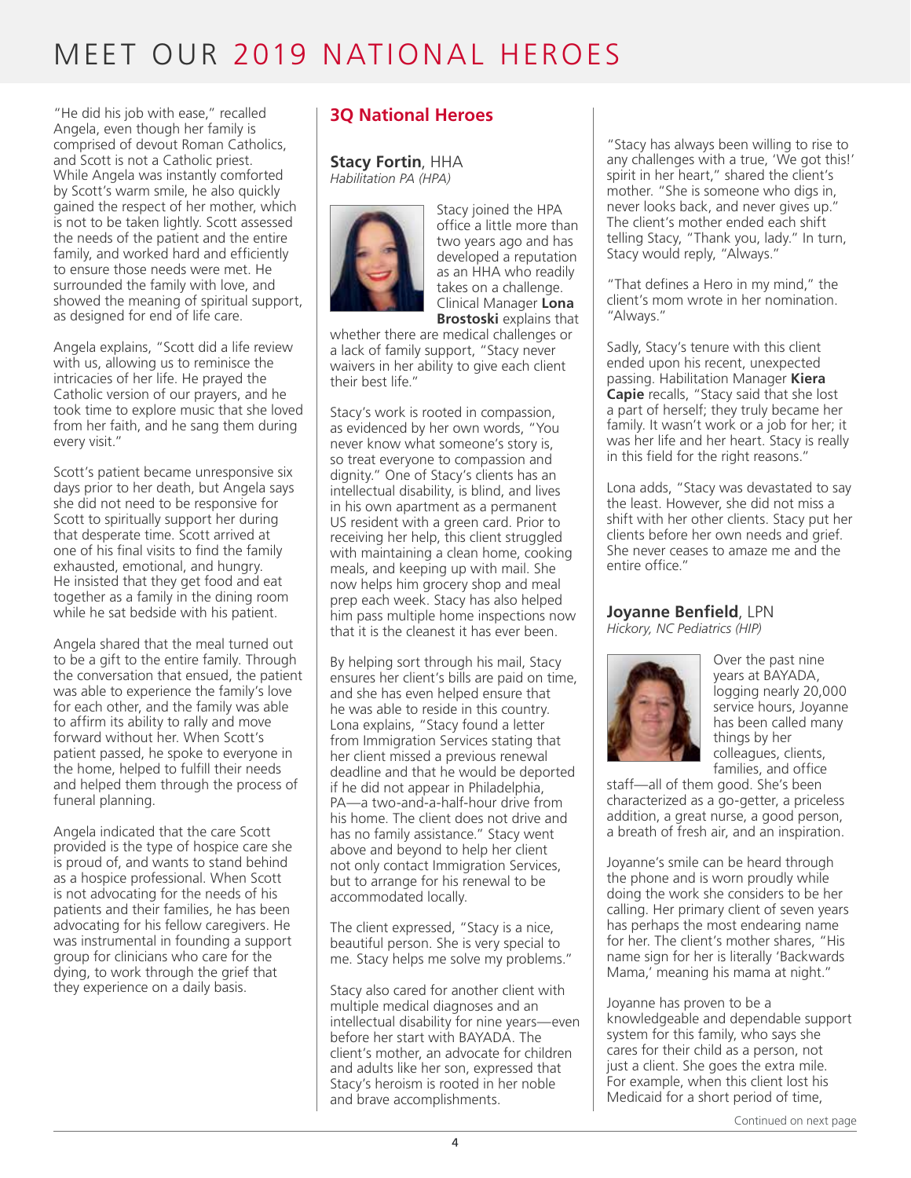# MEET OUR 2019 NATIONAL HEROES

"He did his job with ease," recalled Angela, even though her family is comprised of devout Roman Catholics, and Scott is not a Catholic priest. While Angela was instantly comforted by Scott's warm smile, he also quickly gained the respect of her mother, which is not to be taken lightly. Scott assessed the needs of the patient and the entire family, and worked hard and efficiently to ensure those needs were met. He surrounded the family with love, and showed the meaning of spiritual support, as designed for end of life care.

Angela explains, "Scott did a life review with us, allowing us to reminisce the intricacies of her life. He prayed the Catholic version of our prayers, and he took time to explore music that she loved from her faith, and he sang them during every visit."

Scott's patient became unresponsive six days prior to her death, but Angela says she did not need to be responsive for Scott to spiritually support her during that desperate time. Scott arrived at one of his final visits to find the family exhausted, emotional, and hungry. He insisted that they get food and eat together as a family in the dining room while he sat bedside with his patient.

Angela shared that the meal turned out to be a gift to the entire family. Through the conversation that ensued, the patient was able to experience the family's love for each other, and the family was able to affirm its ability to rally and move forward without her. When Scott's patient passed, he spoke to everyone in the home, helped to fulfill their needs and helped them through the process of funeral planning.

Angela indicated that the care Scott provided is the type of hospice care she is proud of, and wants to stand behind as a hospice professional. When Scott is not advocating for the needs of his patients and their families, he has been advocating for his fellow caregivers. He was instrumental in founding a support group for clinicians who care for the dying, to work through the grief that they experience on a daily basis.

## 3Q National Heroes

### **Stacy Fortin**, HHA
*Habilitation PA (HPA)*

Stacy joined the HPA office a little more than two years ago and has developed a reputation as an HHA who readily takes on a challenge. Clinical Manager **Lona Brostoski** explains that whether there are medical challenges or a lack of family support, "Stacy never waivers in her ability to give each client their best life."

Stacy's work is rooted in compassion, as evidenced by her own words, "You never know what someone's story is, so treat everyone to compassion and dignity." One of Stacy's clients has an intellectual disability, is blind, and lives in his own apartment as a permanent US resident with a green card. Prior to receiving her help, this client struggled with maintaining a clean home, cooking meals, and keeping up with mail. She now helps him grocery shop and meal prep each week. Stacy has also helped him pass multiple home inspections now that it is the cleanest it has ever been.

By helping sort through his mail, Stacy ensures her client's bills are paid on time, and she has even helped ensure that he was able to reside in this country. Lona explains, "Stacy found a letter from Immigration Services stating that her client missed a previous renewal deadline and that he would be deported if he did not appear in Philadelphia, PA—a two-and-a-half-hour drive from his home. The client does not drive and has no family assistance." Stacy went above and beyond to help her client not only contact Immigration Services, but to arrange for his renewal to be accommodated locally.

The client expressed, "Stacy is a nice, beautiful person. She is very special to me. Stacy helps me solve my problems."

Stacy also cared for another client with multiple medical diagnoses and an intellectual disability for nine years—even before her start with BAYADA. The client's mother, an advocate for children and adults like her son, expressed that Stacy's heroism is rooted in her noble and brave accomplishments.

"Stacy has always been willing to rise to any challenges with a true, 'We got this!' spirit in her heart," shared the client's mother. "She is someone who digs in, never looks back, and never gives up." The client's mother ended each shift telling Stacy, "Thank you, lady." In turn, Stacy would reply, "Always."

"That defines a Hero in my mind," the client's mom wrote in her nomination. "Always."

Sadly, Stacy's tenure with this client ended upon his recent, unexpected passing. Habilitation Manager **Kiera Capie** recalls, "Stacy said that she lost a part of herself; they truly became her family. It wasn't work or a job for her; it was her life and her heart. Stacy is really in this field for the right reasons."

Lona adds, "Stacy was devastated to say the least. However, she did not miss a shift with her other clients. Stacy put her clients before her own needs and grief. She never ceases to amaze me and the entire office."

### **Joyanne Benfield**, LPN
*Hickory, NC Pediatrics (HIP)*

Over the past nine years at BAYADA, logging nearly 20,000 service hours, Joyanne has been called many things by her colleagues, clients, families, and office staff—all of them good. She's been characterized as a go-getter, a priceless addition, a great nurse, a good person, a breath of fresh air, and an inspiration.

Joyanne's smile can be heard through the phone and is worn proudly while doing the work she considers to be her calling. Her primary client of seven years has perhaps the most endearing name for her. The client's mother shares, "His name sign for her is literally 'Backwards Mama,' meaning his mama at night."

Joyanne has proven to be a knowledgeable and dependable support system for this family, who says she cares for their child as a person, not just a client. She goes the extra mile. For example, when this client lost his Medicaid for a short period of time,

Continued on next page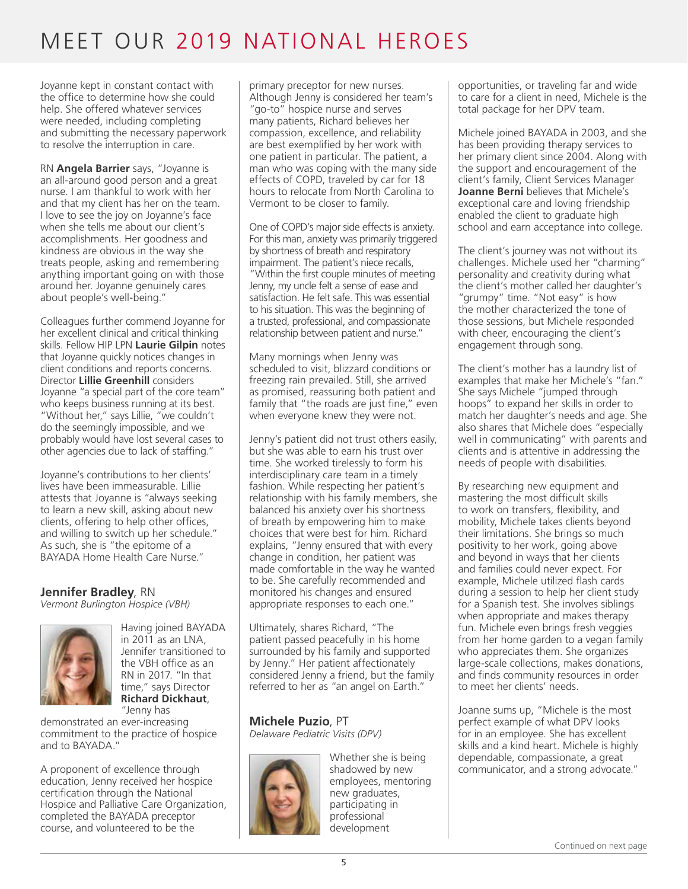# MEET OUR 2019 NATIONAL HEROES

Joyanne kept in constant contact with the office to determine how she could help. She offered whatever services were needed, including completing and submitting the necessary paperwork to resolve the interruption in care.

RN **Angela Barrier** says, "Joyanne is an all-around good person and a great nurse. I am thankful to work with her and that my client has her on the team. I love to see the joy on Joyanne's face when she tells me about our client's accomplishments. Her goodness and kindness are obvious in the way she treats people, asking and remembering anything important going on with those around her. Joyanne genuinely cares about people's well-being."

Colleagues further commend Joyanne for her excellent clinical and critical thinking skills. Fellow HIP LPN **Laurie Gilpin** notes that Joyanne quickly notices changes in client conditions and reports concerns. Director **Lillie Greenhill** considers Joyanne "a special part of the core team" who keeps business running at its best. "Without her," says Lillie, "we couldn't do the seemingly impossible, and we probably would have lost several cases to other agencies due to lack of staffing."

Joyanne's contributions to her clients' lives have been immeasurable. Lillie attests that Joyanne is "always seeking to learn a new skill, asking about new clients, offering to help other offices, and willing to switch up her schedule." As such, she is "the epitome of a BAYADA Home Health Care Nurse."

## Jennifer Bradley, RN
*Vermont Burlington Hospice (VBH)*

Having joined BAYADA in 2011 as an LNA, Jennifer transitioned to the VBH office as an RN in 2017. "In that time," says Director **Richard Dickhaut**, "Jenny has demonstrated an ever-increasing commitment to the practice of hospice and to BAYADA."

A proponent of excellence through education, Jenny received her hospice certification through the National Hospice and Palliative Care Organization, completed the BAYADA preceptor course, and volunteered to be the primary preceptor for new nurses. Although Jenny is considered her team's "go-to" hospice nurse and serves many patients, Richard believes her compassion, excellence, and reliability are best exemplified by her work with one patient in particular. The patient, a man who was coping with the many side effects of COPD, traveled by car for 18 hours to relocate from North Carolina to Vermont to be closer to family.

One of COPD's major side effects is anxiety. For this man, anxiety was primarily triggered by shortness of breath and respiratory impairment. The patient's niece recalls, "Within the first couple minutes of meeting Jenny, my uncle felt a sense of ease and satisfaction. He felt safe. This was essential to his situation. This was the beginning of a trusted, professional, and compassionate relationship between patient and nurse."

Many mornings when Jenny was scheduled to visit, blizzard conditions or freezing rain prevailed. Still, she arrived as promised, reassuring both patient and family that "the roads are just fine," even when everyone knew they were not.

Jenny's patient did not trust others easily, but she was able to earn his trust over time. She worked tirelessly to form his interdisciplinary care team in a timely fashion. While respecting her patient's relationship with his family members, she balanced his anxiety over his shortness of breath by empowering him to make choices that were best for him. Richard explains, "Jenny ensured that with every change in condition, her patient was made comfortable in the way he wanted to be. She carefully recommended and monitored his changes and ensured appropriate responses to each one."

Ultimately, shares Richard, "The patient passed peacefully in his home surrounded by his family and supported by Jenny." Her patient affectionately considered Jenny a friend, but the family referred to her as "an angel on Earth."

## Michele Puzio, PT
*Delaware Pediatric Visits (DPV)*

Whether she is being shadowed by new employees, mentoring new graduates, participating in professional development opportunities, or traveling far and wide to care for a client in need, Michele is the total package for her DPV team.

Michele joined BAYADA in 2003, and she has been providing therapy services to her primary client since 2004. Along with the support and encouragement of the client's family, Client Services Manager **Joanne Berni** believes that Michele's exceptional care and loving friendship enabled the client to graduate high school and earn acceptance into college.

The client's journey was not without its challenges. Michele used her "charming" personality and creativity during what the client's mother called her daughter's "grumpy" time. "Not easy" is how the mother characterized the tone of those sessions, but Michele responded with cheer, encouraging the client's engagement through song.

The client's mother has a laundry list of examples that make her Michele's "fan." She says Michele "jumped through hoops" to expand her skills in order to match her daughter's needs and age. She also shares that Michele does "especially well in communicating" with parents and clients and is attentive in addressing the needs of people with disabilities.

By researching new equipment and mastering the most difficult skills to work on transfers, flexibility, and mobility, Michele takes clients beyond their limitations. She brings so much positivity to her work, going above and beyond in ways that her clients and families could never expect. For example, Michele utilized flash cards during a session to help her client study for a Spanish test. She involves siblings when appropriate and makes therapy fun. Michele even brings fresh veggies from her home garden to a vegan family who appreciates them. She organizes large-scale collections, makes donations, and finds community resources in order to meet her clients' needs.

Joanne sums up, "Michele is the most perfect example of what DPV looks for in an employee. She has excellent skills and a kind heart. Michele is highly dependable, compassionate, a great communicator, and a strong advocate."

Continued on next page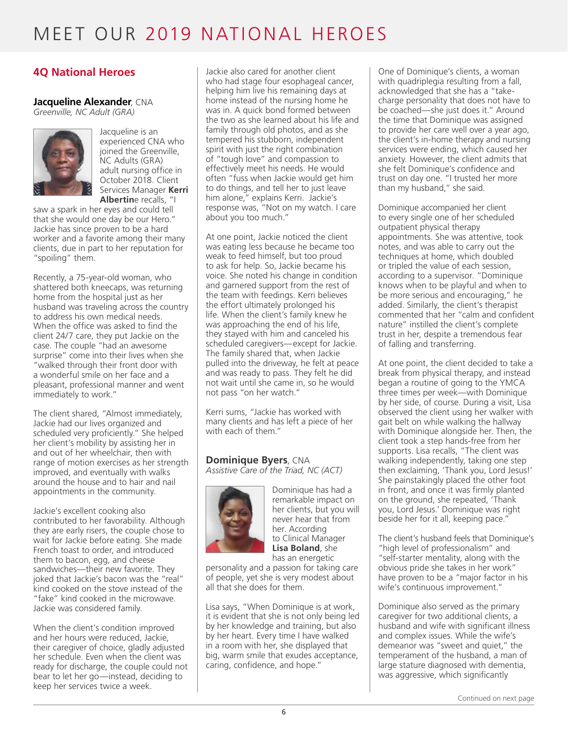# MEET OUR 2019 NATIONAL HEROES

## 4Q National Heroes

### **Jacqueline Alexander**, CNA

*Greenville, NC Adult (GRA)*

Jacqueline is an experienced CNA who joined the Greenville, NC Adults (GRA) adult nursing office in October 2018. Client Services Manager **Kerri Albertin**e recalls, "I saw a spark in her eyes and could tell that she would one day be our Hero." Jackie has since proven to be a hard worker and a favorite among their many clients, due in part to her reputation for "spoiling" them.

Recently, a 75-year-old woman, who shattered both kneecaps, was returning home from the hospital just as her husband was traveling across the country to address his own medical needs. When the office was asked to find the client 24/7 care, they put Jackie on the case. The couple "had an awesome surprise" come into their lives when she "walked through their front door with a wonderful smile on her face and a pleasant, professional manner and went immediately to work."

The client shared, "Almost immediately, Jackie had our lives organized and scheduled very proficiently." She helped her client's mobility by assisting her in and out of her wheelchair, then with range of motion exercises as her strength improved, and eventually with walks around the house and to hair and nail appointments in the community.

Jackie's excellent cooking also contributed to her favorability. Although they are early risers, the couple chose to wait for Jackie before eating. She made French toast to order, and introduced them to bacon, egg, and cheese sandwiches—their new favorite. They joked that Jackie's bacon was the "real" kind cooked on the stove instead of the "fake" kind cooked in the microwave. Jackie was considered family.

When the client's condition improved and her hours were reduced, Jackie, their caregiver of choice, gladly adjusted her schedule. Even when the client was ready for discharge, the couple could not bear to let her go—instead, deciding to keep her services twice a week.

Jackie also cared for another client who had stage four esophageal cancer, helping him live his remaining days at home instead of the nursing home he was in. A quick bond formed between the two as she learned about his life and family through old photos, and as she tempered his stubborn, independent spirit with just the right combination of "tough love" and compassion to effectively meet his needs. He would often "fuss when Jackie would get him to do things, and tell her to just leave him alone," explains Kerri. Jackie's response was, "Not on my watch. I care about you too much."

At one point, Jackie noticed the client was eating less because he became too weak to feed himself, but too proud to ask for help. So, Jackie became his voice. She noted his change in condition and garnered support from the rest of the team with feedings. Kerri believes the effort ultimately prolonged his life. When the client's family knew he was approaching the end of his life, they stayed with him and canceled his scheduled caregivers—except for Jackie. The family shared that, when Jackie pulled into the driveway, he felt at peace and was ready to pass. They felt he did not wait until she came in, so he would not pass "on her watch."

Kerri sums, "Jackie has worked with many clients and has left a piece of her with each of them."

### **Dominique Byers**, CNA

*Assistive Care of the Triad, NC (ACT)*

Dominique has had a remarkable impact on her clients, but you will never hear that from her. According to Clinical Manager **Lisa Boland**, she has an energetic personality and a passion for taking care of people, yet she is very modest about all that she does for them.

Lisa says, "When Dominique is at work, it is evident that she is not only being led by her knowledge and training, but also by her heart. Every time I have walked in a room with her, she displayed that big, warm smile that exudes acceptance, caring, confidence, and hope."

One of Dominique's clients, a woman with quadriplegia resulting from a fall, acknowledged that she has a "take-charge personality that does not have to be coached—she just does it." Around the time that Dominique was assigned to provide her care well over a year ago, the client's in-home therapy and nursing services were ending, which caused her anxiety. However, the client admits that she felt Dominique's confidence and trust on day one. "I trusted her more than my husband," she said.

Dominique accompanied her client to every single one of her scheduled outpatient physical therapy appointments. She was attentive, took notes, and was able to carry out the techniques at home, which doubled or tripled the value of each session, according to a supervisor. "Dominique knows when to be playful and when to be more serious and encouraging," he added. Similarly, the client's therapist commented that her "calm and confident nature" instilled the client's complete trust in her, despite a tremendous fear of falling and transferring.

At one point, the client decided to take a break from physical therapy, and instead began a routine of going to the YMCA three times per week—with Dominique by her side, of course. During a visit, Lisa observed the client using her walker with gait belt on while walking the hallway with Dominique alongside her. Then, the client took a step hands-free from her supports. Lisa recalls, "The client was walking independently, taking one step then exclaiming, 'Thank you, Lord Jesus!' She painstakingly placed the other foot in front, and once it was firmly planted on the ground, she repeated, 'Thank you, Lord Jesus.' Dominique was right beside her for it all, keeping pace."

The client's husband feels that Dominique's "high level of professionalism" and "self-starter mentality, along with the obvious pride she takes in her work" have proven to be a "major factor in his wife's continuous improvement."

Dominique also served as the primary caregiver for two additional clients, a husband and wife with significant illness and complex issues. While the wife's demeanor was "sweet and quiet," the temperament of the husband, a man of large stature diagnosed with dementia, was aggressive, which significantly

Continued on next page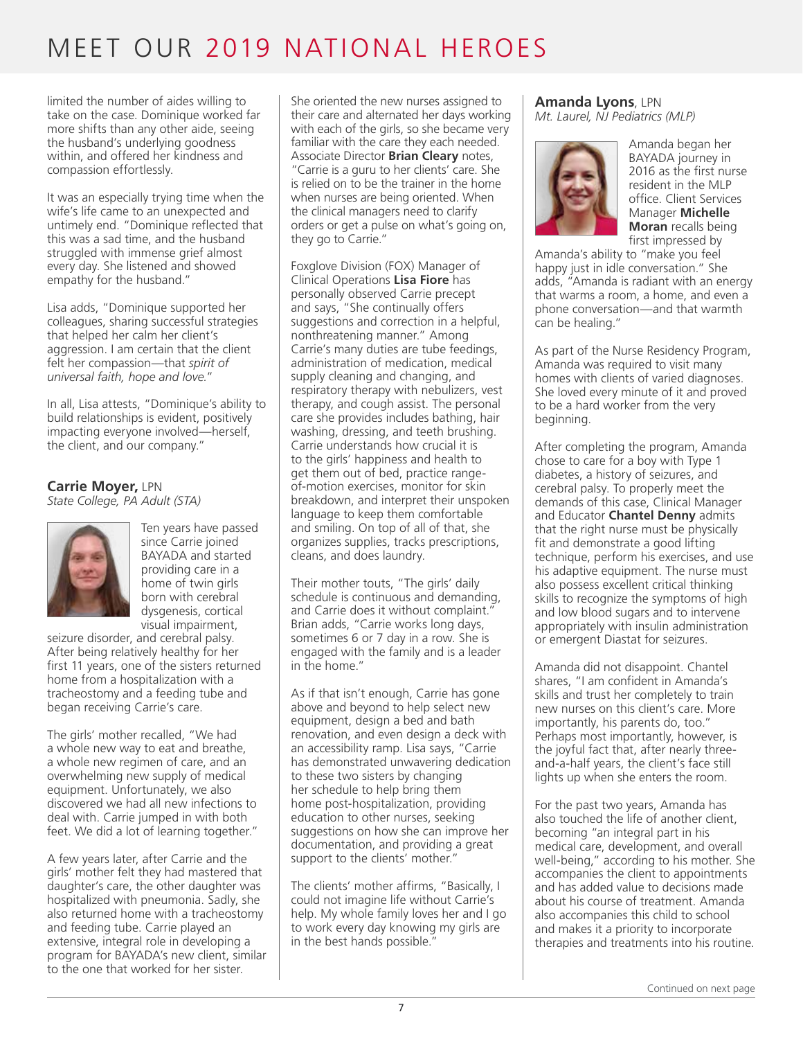# MEET OUR 2019 NATIONAL HEROES

limited the number of aides willing to take on the case. Dominique worked far more shifts than any other aide, seeing the husband's underlying goodness within, and offered her kindness and compassion effortlessly.

It was an especially trying time when the wife's life came to an unexpected and untimely end. "Dominique reflected that this was a sad time, and the husband struggled with immense grief almost every day. She listened and showed empathy for the husband."

Lisa adds, "Dominique supported her colleagues, sharing successful strategies that helped her calm her client's aggression. I am certain that the client felt her compassion—that *spirit of universal faith, hope and love.*"

In all, Lisa attests, "Dominique's ability to build relationships is evident, positively impacting everyone involved—herself, the client, and our company."

### Carrie Moyer, LPN
*State College, PA Adult (STA)*

Ten years have passed since Carrie joined BAYADA and started providing care in a home of twin girls born with cerebral dysgenesis, cortical visual impairment, seizure disorder, and cerebral palsy. After being relatively healthy for her first 11 years, one of the sisters returned home from a hospitalization with a tracheostomy and a feeding tube and began receiving Carrie's care.

The girls' mother recalled, "We had a whole new way to eat and breathe, a whole new regimen of care, and an overwhelming new supply of medical equipment. Unfortunately, we also discovered we had all new infections to deal with. Carrie jumped in with both feet. We did a lot of learning together."

A few years later, after Carrie and the girls' mother felt they had mastered that daughter's care, the other daughter was hospitalized with pneumonia. Sadly, she also returned home with a tracheostomy and feeding tube. Carrie played an extensive, integral role in developing a program for BAYADA's new client, similar to the one that worked for her sister.

She oriented the new nurses assigned to their care and alternated her days working with each of the girls, so she became very familiar with the care they each needed. Associate Director **Brian Cleary** notes, "Carrie is a guru to her clients' care. She is relied on to be the trainer in the home when nurses are being oriented. When the clinical managers need to clarify orders or get a pulse on what's going on, they go to Carrie."

Foxglove Division (FOX) Manager of Clinical Operations **Lisa Fiore** has personally observed Carrie precept and says, "She continually offers suggestions and correction in a helpful, nonthreatening manner." Among Carrie's many duties are tube feedings, administration of medication, medical supply cleaning and changing, and respiratory therapy with nebulizers, vest therapy, and cough assist. The personal care she provides includes bathing, hair washing, dressing, and teeth brushing. Carrie understands how crucial it is to the girls' happiness and health to get them out of bed, practice range-of-motion exercises, monitor for skin breakdown, and interpret their unspoken language to keep them comfortable and smiling. On top of all of that, she organizes supplies, tracks prescriptions, cleans, and does laundry.

Their mother touts, "The girls' daily schedule is continuous and demanding, and Carrie does it without complaint." Brian adds, "Carrie works long days, sometimes 6 or 7 day in a row. She is engaged with the family and is a leader in the home."

As if that isn't enough, Carrie has gone above and beyond to help select new equipment, design a bed and bath renovation, and even design a deck with an accessibility ramp. Lisa says, "Carrie has demonstrated unwavering dedication to these two sisters by changing her schedule to help bring them home post-hospitalization, providing education to other nurses, seeking suggestions on how she can improve her documentation, and providing a great support to the clients' mother."

The clients' mother affirms, "Basically, I could not imagine life without Carrie's help. My whole family loves her and I go to work every day knowing my girls are in the best hands possible."

### Amanda Lyons, LPN
*Mt. Laurel, NJ Pediatrics (MLP)*

Amanda began her BAYADA journey in 2016 as the first nurse resident in the MLP office. Client Services Manager **Michelle Moran** recalls being first impressed by Amanda's ability to "make you feel happy just in idle conversation." She adds, "Amanda is radiant with an energy that warms a room, a home, and even a phone conversation—and that warmth can be healing."

As part of the Nurse Residency Program, Amanda was required to visit many homes with clients of varied diagnoses. She loved every minute of it and proved to be a hard worker from the very beginning.

After completing the program, Amanda chose to care for a boy with Type 1 diabetes, a history of seizures, and cerebral palsy. To properly meet the demands of this case, Clinical Manager and Educator **Chantel Denny** admits that the right nurse must be physically fit and demonstrate a good lifting technique, perform his exercises, and use his adaptive equipment. The nurse must also possess excellent critical thinking skills to recognize the symptoms of high and low blood sugars and to intervene appropriately with insulin administration or emergent Diastat for seizures.

Amanda did not disappoint. Chantel shares, "I am confident in Amanda's skills and trust her completely to train new nurses on this client's care. More importantly, his parents do, too." Perhaps most importantly, however, is the joyful fact that, after nearly three-and-a-half years, the client's face still lights up when she enters the room.

For the past two years, Amanda has also touched the life of another client, becoming "an integral part in his medical care, development, and overall well-being," according to his mother. She accompanies the client to appointments and has added value to decisions made about his course of treatment. Amanda also accompanies this child to school and makes it a priority to incorporate therapies and treatments into his routine.

Continued on next page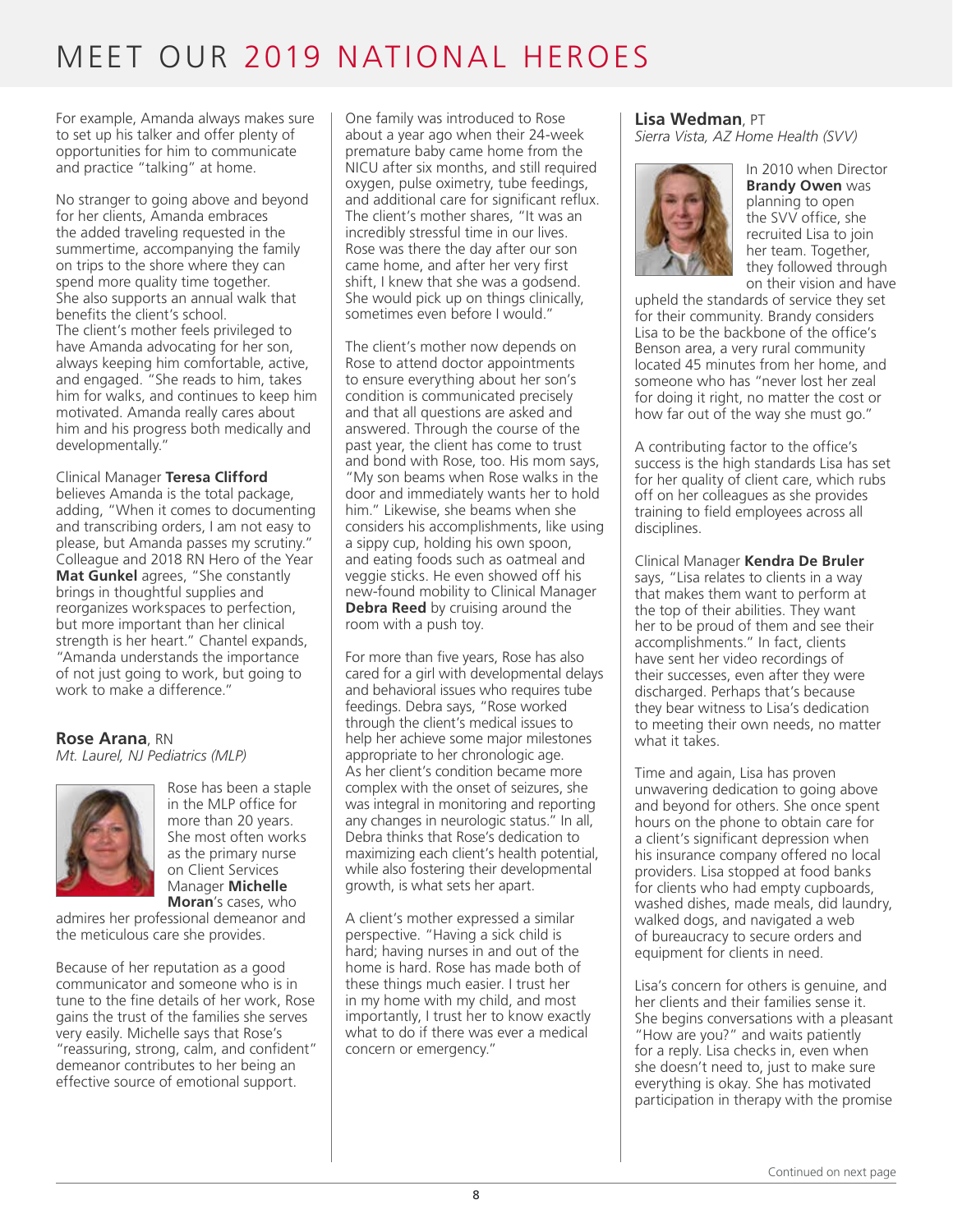# MEET OUR 2019 NATIONAL HEROES

For example, Amanda always makes sure to set up his talker and offer plenty of opportunities for him to communicate and practice "talking" at home.

No stranger to going above and beyond for her clients, Amanda embraces the added traveling requested in the summertime, accompanying the family on trips to the shore where they can spend more quality time together. She also supports an annual walk that benefits the client's school. The client's mother feels privileged to have Amanda advocating for her son, always keeping him comfortable, active, and engaged. "She reads to him, takes him for walks, and continues to keep him motivated. Amanda really cares about him and his progress both medically and developmentally."

Clinical Manager **Teresa Clifford** believes Amanda is the total package, adding, "When it comes to documenting and transcribing orders, I am not easy to please, but Amanda passes my scrutiny." Colleague and 2018 RN Hero of the Year **Mat Gunkel** agrees, "She constantly brings in thoughtful supplies and reorganizes workspaces to perfection, but more important than her clinical strength is her heart." Chantel expands, "Amanda understands the importance of not just going to work, but going to work to make a difference."

## **Rose Arana**, RN

*Mt. Laurel, NJ Pediatrics (MLP)*

Rose has been a staple in the MLP office for more than 20 years. She most often works as the primary nurse on Client Services Manager **Michelle Moran**'s cases, who admires her professional demeanor and the meticulous care she provides.

Because of her reputation as a good communicator and someone who is in tune to the fine details of her work, Rose gains the trust of the families she serves very easily. Michelle says that Rose's "reassuring, strong, calm, and confident" demeanor contributes to her being an effective source of emotional support.

One family was introduced to Rose about a year ago when their 24-week premature baby came home from the NICU after six months, and still required oxygen, pulse oximetry, tube feedings, and additional care for significant reflux. The client's mother shares, "It was an incredibly stressful time in our lives. Rose was there the day after our son came home, and after her very first shift, I knew that she was a godsend. She would pick up on things clinically, sometimes even before I would."

The client's mother now depends on Rose to attend doctor appointments to ensure everything about her son's condition is communicated precisely and that all questions are asked and answered. Through the course of the past year, the client has come to trust and bond with Rose, too. His mom says, "My son beams when Rose walks in the door and immediately wants her to hold him." Likewise, she beams when she considers his accomplishments, like using a sippy cup, holding his own spoon, and eating foods such as oatmeal and veggie sticks. He even showed off his new-found mobility to Clinical Manager **Debra Reed** by cruising around the room with a push toy.

For more than five years, Rose has also cared for a girl with developmental delays and behavioral issues who requires tube feedings. Debra says, "Rose worked through the client's medical issues to help her achieve some major milestones appropriate to her chronologic age. As her client's condition became more complex with the onset of seizures, she was integral in monitoring and reporting any changes in neurologic status." In all, Debra thinks that Rose's dedication to maximizing each client's health potential, while also fostering their developmental growth, is what sets her apart.

A client's mother expressed a similar perspective. "Having a sick child is hard; having nurses in and out of the home is hard. Rose has made both of these things much easier. I trust her in my home with my child, and most importantly, I trust her to know exactly what to do if there was ever a medical concern or emergency."

## **Lisa Wedman**, PT

*Sierra Vista, AZ Home Health (SVV)*

In 2010 when Director **Brandy Owen** was planning to open the SVV office, she recruited Lisa to join her team. Together, they followed through on their vision and have upheld the standards of service they set for their community. Brandy considers Lisa to be the backbone of the office's Benson area, a very rural community located 45 minutes from her home, and someone who has "never lost her zeal for doing it right, no matter the cost or how far out of the way she must go."

A contributing factor to the office's success is the high standards Lisa has set for her quality of client care, which rubs off on her colleagues as she provides training to field employees across all disciplines.

Clinical Manager **Kendra De Bruler** says, "Lisa relates to clients in a way that makes them want to perform at the top of their abilities. They want her to be proud of them and see their accomplishments." In fact, clients have sent her video recordings of their successes, even after they were discharged. Perhaps that's because they bear witness to Lisa's dedication to meeting their own needs, no matter what it takes.

Time and again, Lisa has proven unwavering dedication to going above and beyond for others. She once spent hours on the phone to obtain care for a client's significant depression when his insurance company offered no local providers. Lisa stopped at food banks for clients who had empty cupboards, washed dishes, made meals, did laundry, walked dogs, and navigated a web of bureaucracy to secure orders and equipment for clients in need.

Lisa's concern for others is genuine, and her clients and their families sense it. She begins conversations with a pleasant "How are you?" and waits patiently for a reply. Lisa checks in, even when she doesn't need to, just to make sure everything is okay. She has motivated participation in therapy with the promise

Continued on next page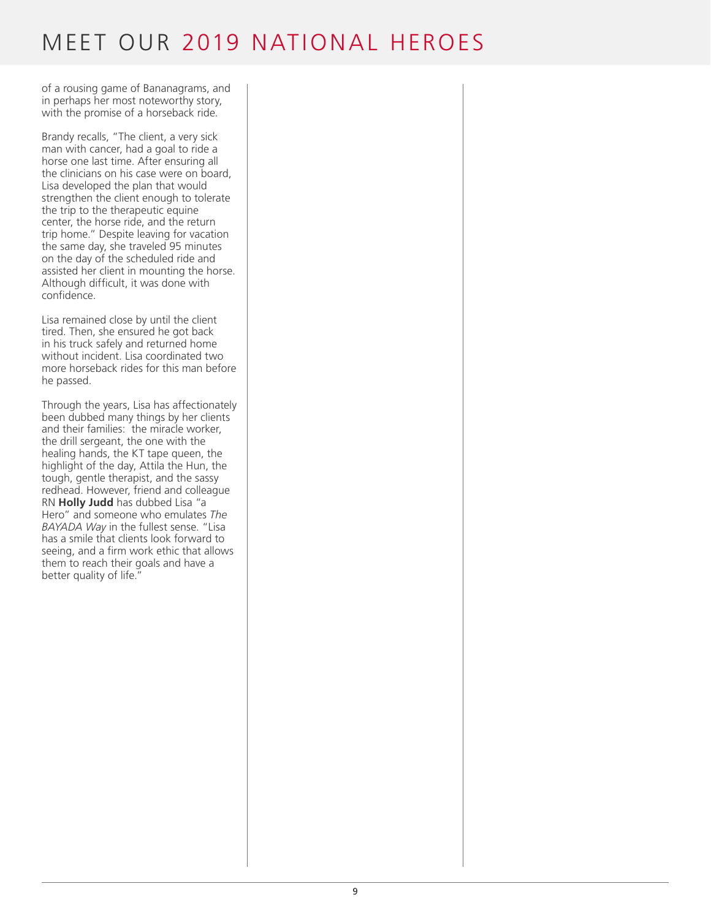of a rousing game of Bananagrams, and in perhaps her most noteworthy story, with the promise of a horseback ride.

Brandy recalls, "The client, a very sick man with cancer, had a goal to ride a horse one last time. After ensuring all the clinicians on his case were on board, Lisa developed the plan that would strengthen the client enough to tolerate the trip to the therapeutic equine center, the horse ride, and the return trip home." Despite leaving for vacation the same day, she traveled 95 minutes on the day of the scheduled ride and assisted her client in mounting the horse. Although difficult, it was done with confidence.

Lisa remained close by until the client tired. Then, she ensured he got back in his truck safely and returned home without incident. Lisa coordinated two more horseback rides for this man before he passed.

Through the years, Lisa has affectionately been dubbed many things by her clients and their families: the miracle worker, the drill sergeant, the one with the healing hands, the KT tape queen, the highlight of the day, Attila the Hun, the tough, gentle therapist, and the sassy redhead. However, friend and colleague RN **Holly Judd** has dubbed Lisa "a Hero" and someone who emulates *The BAYADA Way* in the fullest sense. "Lisa has a smile that clients look forward to seeing, and a firm work ethic that allows them to reach their goals and have a better quality of life."